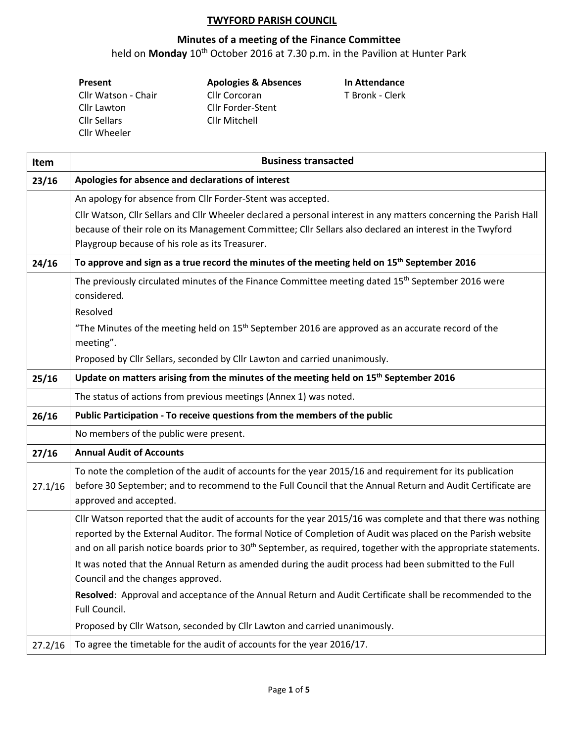# TWYFORD PARISH COUNCIL

## Minutes of a meeting of the Finance Committee

held on **Monday** 10th October 2016 at 7.30 p.m. in the Pavilion at Hunter Park

| **Present** | **Apologies & Absences** | **In Attendance** |
|---|---|---|
| Cllr Watson - Chair | Cllr Corcoran | T Bronk - Clerk |
| Cllr Lawton | Cllr Forder-Stent | |
| Cllr Sellars | Cllr Mitchell | |
| Cllr Wheeler | | |

| Item | Business transacted |
|---|---|
| **23/16** | **Apologies for absence and declarations of interest** |
| | An apology for absence from Cllr Forder-Stent was accepted.<br>Cllr Watson, Cllr Sellars and Cllr Wheeler declared a personal interest in any matters concerning the Parish Hall because of their role on its Management Committee; Cllr Sellars also declared an interest in the Twyford Playgroup because of his role as its Treasurer. |
| **24/16** | **To approve and sign as a true record the minutes of the meeting held on 15th September 2016** |
| | The previously circulated minutes of the Finance Committee meeting dated 15th September 2016 were considered.<br>Resolved<br>"The Minutes of the meeting held on 15th September 2016 are approved as an accurate record of the meeting".<br>Proposed by Cllr Sellars, seconded by Cllr Lawton and carried unanimously. |
| **25/16** | **Update on matters arising from the minutes of the meeting held on 15th September 2016** |
| | The status of actions from previous meetings (Annex 1) was noted. |
| **26/16** | **Public Participation - To receive questions from the members of the public** |
| | No members of the public were present. |
| **27/16** | **Annual Audit of Accounts** |
| 27.1/16 | To note the completion of the audit of accounts for the year 2015/16 and requirement for its publication before 30 September; and to recommend to the Full Council that the Annual Return and Audit Certificate are approved and accepted. |
| | Cllr Watson reported that the audit of accounts for the year 2015/16 was complete and that there was nothing reported by the External Auditor. The formal Notice of Completion of Audit was placed on the Parish website and on all parish notice boards prior to 30th September, as required, together with the appropriate statements.<br>It was noted that the Annual Return as amended during the audit process had been submitted to the Full Council and the changes approved.<br>**Resolved**: Approval and acceptance of the Annual Return and Audit Certificate shall be recommended to the Full Council.<br>Proposed by Cllr Watson, seconded by Cllr Lawton and carried unanimously. |
| 27.2/16 | To agree the timetable for the audit of accounts for the year 2016/17. |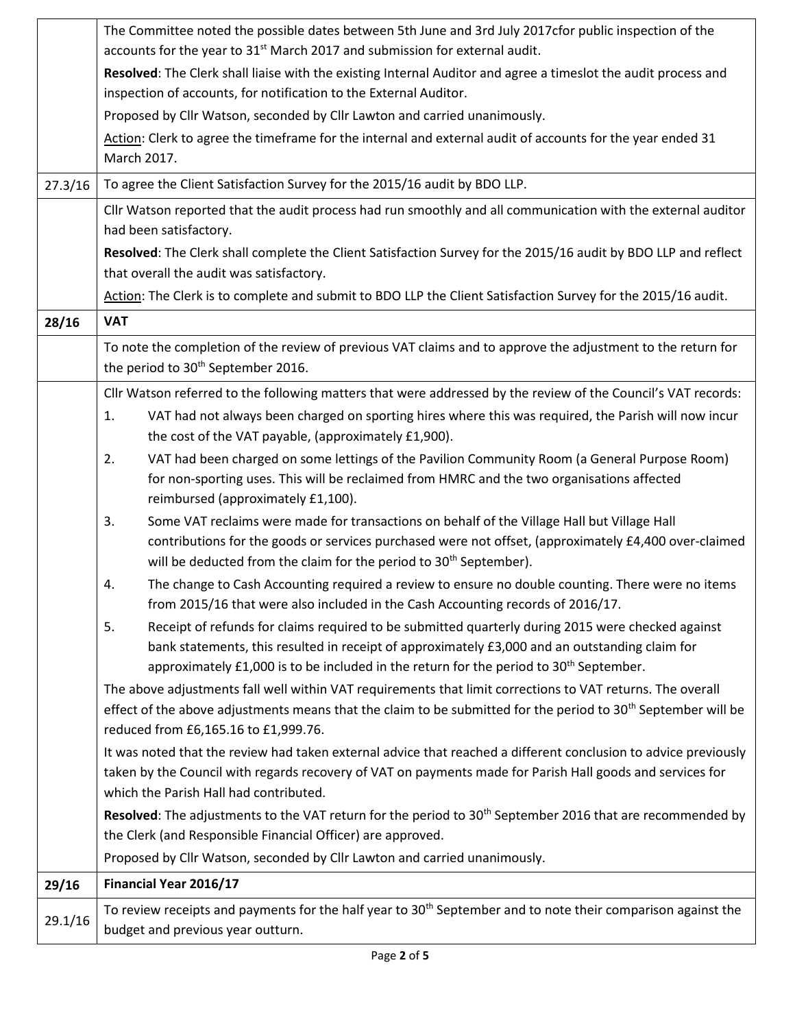| | |
|---|---|
| | The Committee noted the possible dates between 5th June and 3rd July 2017cfor public inspection of the accounts for the year to 31st March 2017 and submission for external audit.<br>**Resolved**: The Clerk shall liaise with the existing Internal Auditor and agree a timeslot the audit process and inspection of accounts, for notification to the External Auditor.<br>Proposed by Cllr Watson, seconded by Cllr Lawton and carried unanimously.<br>Action: Clerk to agree the timeframe for the internal and external audit of accounts for the year ended 31 March 2017. |
| 27.3/16 | To agree the Client Satisfaction Survey for the 2015/16 audit by BDO LLP. |
| | Cllr Watson reported that the audit process had run smoothly and all communication with the external auditor had been satisfactory.<br>**Resolved**: The Clerk shall complete the Client Satisfaction Survey for the 2015/16 audit by BDO LLP and reflect that overall the audit was satisfactory.<br>Action: The Clerk is to complete and submit to BDO LLP the Client Satisfaction Survey for the 2015/16 audit. |
| **28/16** | **VAT** |
| | To note the completion of the review of previous VAT claims and to approve the adjustment to the return for the period to 30th September 2016. |
| | Cllr Watson referred to the following matters that were addressed by the review of the Council's VAT records:<br>1. VAT had not always been charged on sporting hires where this was required, the Parish will now incur the cost of the VAT payable, (approximately £1,900).<br>2. VAT had been charged on some lettings of the Pavilion Community Room (a General Purpose Room) for non-sporting uses. This will be reclaimed from HMRC and the two organisations affected reimbursed (approximately £1,100).<br>3. Some VAT reclaims were made for transactions on behalf of the Village Hall but Village Hall contributions for the goods or services purchased were not offset, (approximately £4,400 over-claimed will be deducted from the claim for the period to 30th September).<br>4. The change to Cash Accounting required a review to ensure no double counting. There were no items from 2015/16 that were also included in the Cash Accounting records of 2016/17.<br>5. Receipt of refunds for claims required to be submitted quarterly during 2015 were checked against bank statements, this resulted in receipt of approximately £3,000 and an outstanding claim for approximately £1,000 is to be included in the return for the period to 30th September.<br>The above adjustments fall well within VAT requirements that limit corrections to VAT returns. The overall effect of the above adjustments means that the claim to be submitted for the period to 30th September will be reduced from £6,165.16 to £1,999.76.<br>It was noted that the review had taken external advice that reached a different conclusion to advice previously taken by the Council with regards recovery of VAT on payments made for Parish Hall goods and services for which the Parish Hall had contributed.<br>**Resolved**: The adjustments to the VAT return for the period to 30th September 2016 that are recommended by the Clerk (and Responsible Financial Officer) are approved.<br>Proposed by Cllr Watson, seconded by Cllr Lawton and carried unanimously. |
| **29/16** | **Financial Year 2016/17** |
| 29.1/16 | To review receipts and payments for the half year to 30th September and to note their comparison against the budget and previous year outturn. |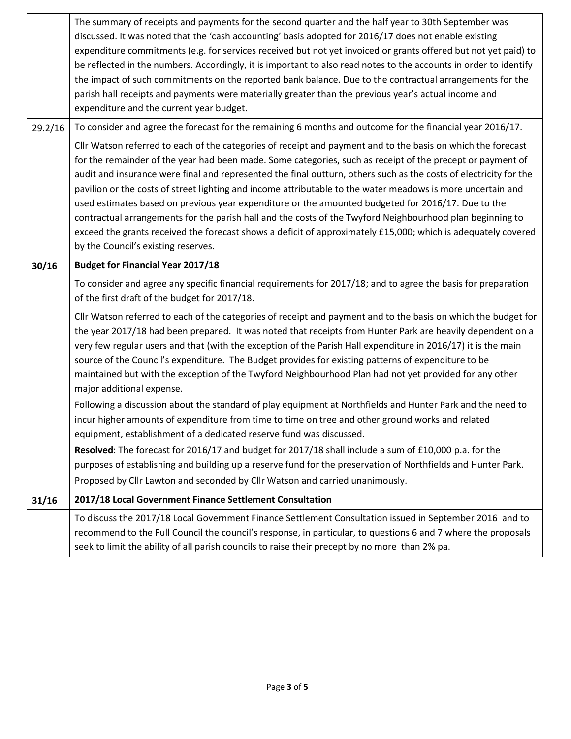| | |
|---|---|
| | The summary of receipts and payments for the second quarter and the half year to 30th September was discussed. It was noted that the 'cash accounting' basis adopted for 2016/17 does not enable existing expenditure commitments (e.g. for services received but not yet invoiced or grants offered but not yet paid) to be reflected in the numbers. Accordingly, it is important to also read notes to the accounts in order to identify the impact of such commitments on the reported bank balance. Due to the contractual arrangements for the parish hall receipts and payments were materially greater than the previous year's actual income and expenditure and the current year budget. |
| 29.2/16 | To consider and agree the forecast for the remaining 6 months and outcome for the financial year 2016/17. |
| | Cllr Watson referred to each of the categories of receipt and payment and to the basis on which the forecast for the remainder of the year had been made. Some categories, such as receipt of the precept or payment of audit and insurance were final and represented the final outturn, others such as the costs of electricity for the pavilion or the costs of street lighting and income attributable to the water meadows is more uncertain and used estimates based on previous year expenditure or the amounted budgeted for 2016/17. Due to the contractual arrangements for the parish hall and the costs of the Twyford Neighbourhood plan beginning to exceed the grants received the forecast shows a deficit of approximately £15,000; which is adequately covered by the Council's existing reserves. |
| **30/16** | **Budget for Financial Year 2017/18** |
| | To consider and agree any specific financial requirements for 2017/18; and to agree the basis for preparation of the first draft of the budget for 2017/18. |
| | Cllr Watson referred to each of the categories of receipt and payment and to the basis on which the budget for the year 2017/18 had been prepared. It was noted that receipts from Hunter Park are heavily dependent on a very few regular users and that (with the exception of the Parish Hall expenditure in 2016/17) it is the main source of the Council's expenditure. The Budget provides for existing patterns of expenditure to be maintained but with the exception of the Twyford Neighbourhood Plan had not yet provided for any other major additional expense.<br>Following a discussion about the standard of play equipment at Northfields and Hunter Park and the need to incur higher amounts of expenditure from time to time on tree and other ground works and related equipment, establishment of a dedicated reserve fund was discussed.<br>**Resolved**: The forecast for 2016/17 and budget for 2017/18 shall include a sum of £10,000 p.a. for the purposes of establishing and building up a reserve fund for the preservation of Northfields and Hunter Park.<br>Proposed by Cllr Lawton and seconded by Cllr Watson and carried unanimously. |
| **31/16** | **2017/18 Local Government Finance Settlement Consultation** |
| | To discuss the 2017/18 Local Government Finance Settlement Consultation issued in September 2016 and to recommend to the Full Council the council's response, in particular, to questions 6 and 7 where the proposals seek to limit the ability of all parish councils to raise their precept by no more than 2% pa. |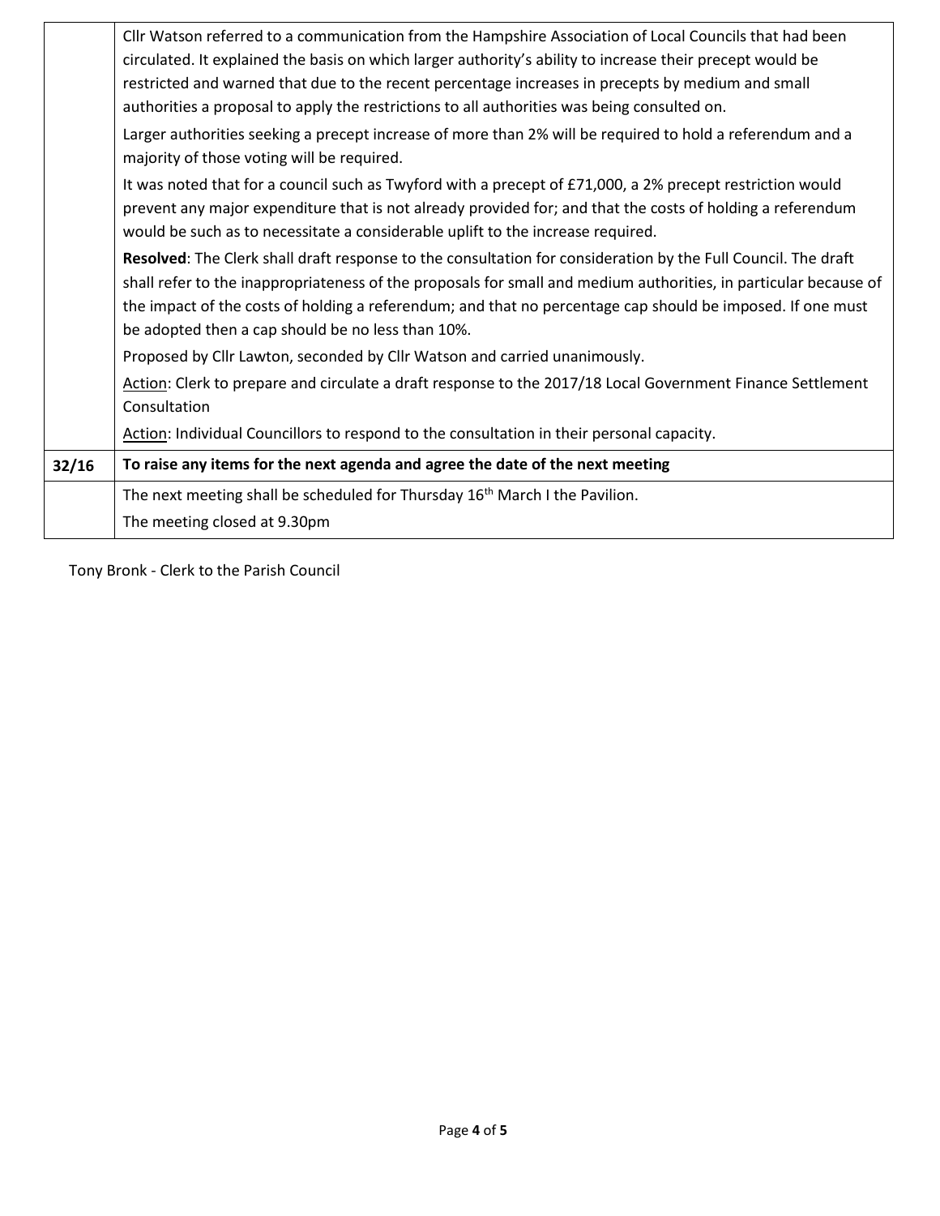| | |
|---|---|
| | Cllr Watson referred to a communication from the Hampshire Association of Local Councils that had been circulated. It explained the basis on which larger authority's ability to increase their precept would be restricted and warned that due to the recent percentage increases in precepts by medium and small authorities a proposal to apply the restrictions to all authorities was being consulted on.<br><br>Larger authorities seeking a precept increase of more than 2% will be required to hold a referendum and a majority of those voting will be required.<br><br>It was noted that for a council such as Twyford with a precept of £71,000, a 2% precept restriction would prevent any major expenditure that is not already provided for; and that the costs of holding a referendum would be such as to necessitate a considerable uplift to the increase required.<br><br>**Resolved**: The Clerk shall draft response to the consultation for consideration by the Full Council. The draft shall refer to the inappropriateness of the proposals for small and medium authorities, in particular because of the impact of the costs of holding a referendum; and that no percentage cap should be imposed. If one must be adopted then a cap should be no less than 10%.<br><br>Proposed by Cllr Lawton, seconded by Cllr Watson and carried unanimously.<br><br>Action: Clerk to prepare and circulate a draft response to the 2017/18 Local Government Finance Settlement Consultation<br><br>Action: Individual Councillors to respond to the consultation in their personal capacity. |
| **32/16** | **To raise any items for the next agenda and agree the date of the next meeting** |
| | The next meeting shall be scheduled for Thursday 16th March I the Pavilion.<br><br>The meeting closed at 9.30pm |

Tony Bronk - Clerk to the Parish Council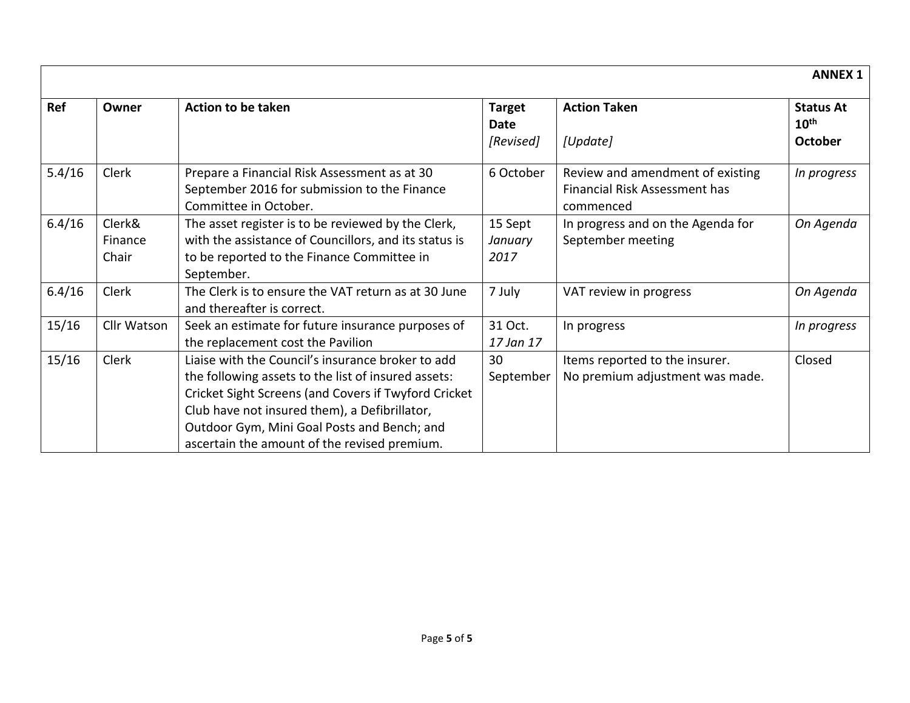**ANNEX 1**

| Ref | Owner | Action to be taken | Target Date *[Revised]* | Action Taken *[Update]* | Status At 10th October |
|---|---|---|---|---|---|
| 5.4/16 | Clerk | Prepare a Financial Risk Assessment as at 30 September 2016 for submission to the Finance Committee in October. | 6 October | Review and amendment of existing Financial Risk Assessment has commenced | *In progress* |
| 6.4/16 | Clerk& Finance Chair | The asset register is to be reviewed by the Clerk, with the assistance of Councillors, and its status is to be reported to the Finance Committee in September. | 15 Sept *January 2017* | In progress and on the Agenda for September meeting | *On Agenda* |
| 6.4/16 | Clerk | The Clerk is to ensure the VAT return as at 30 June and thereafter is correct. | 7 July | VAT review in progress | *On Agenda* |
| 15/16 | Cllr Watson | Seek an estimate for future insurance purposes of the replacement cost the Pavilion | 31 Oct. *17 Jan 17* | In progress | *In progress* |
| 15/16 | Clerk | Liaise with the Council's insurance broker to add the following assets to the list of insured assets: Cricket Sight Screens (and Covers if Twyford Cricket Club have not insured them), a Defibrillator, Outdoor Gym, Mini Goal Posts and Bench; and ascertain the amount of the revised premium. | 30 September | Items reported to the insurer. No premium adjustment was made. | Closed |